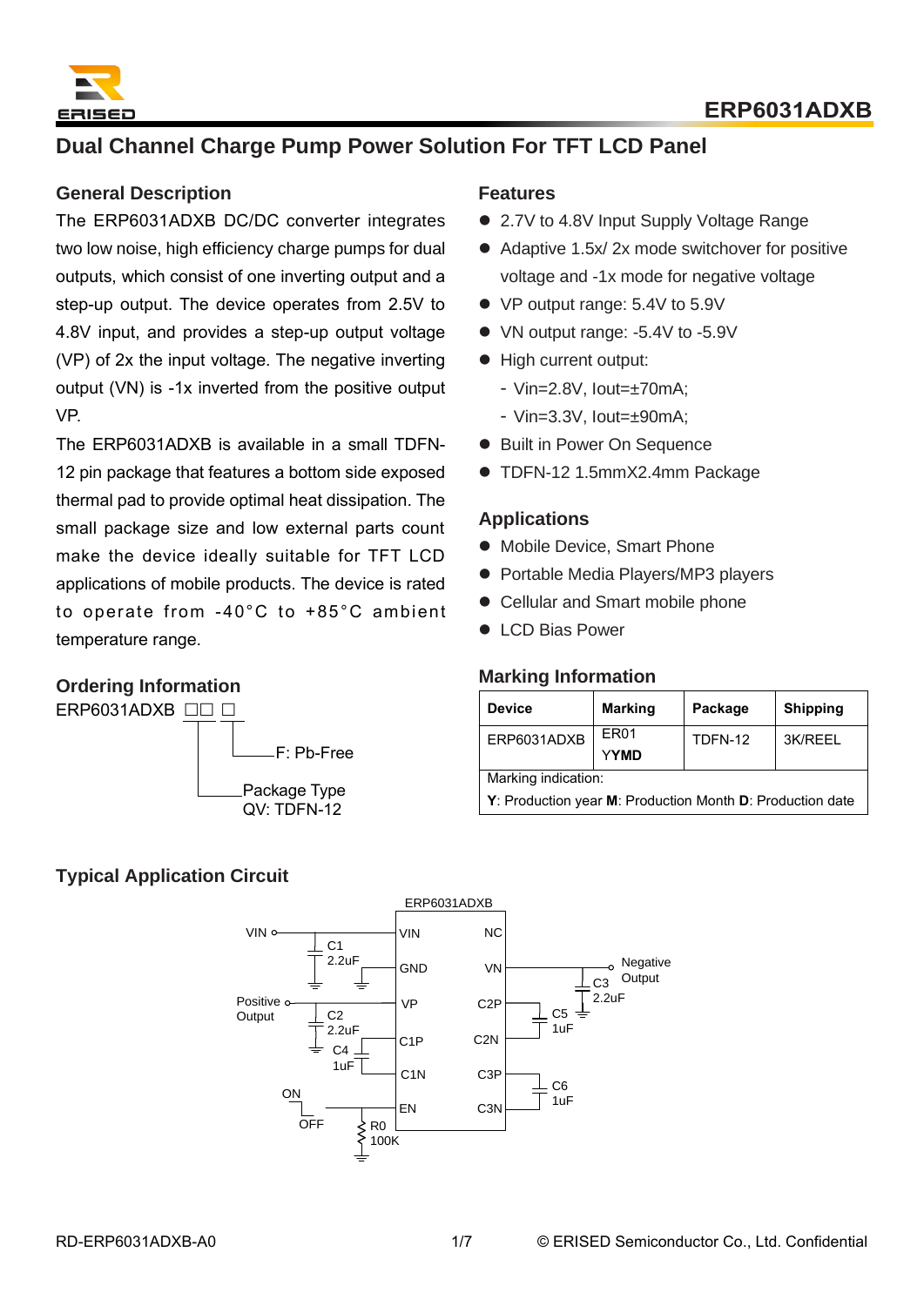# ERP6031ADXB

## Dual Channel Charge Pump Power Solution For TFT LCD Panel

### General Description

The ERP6031ADXB DC/DC converter integrates two low noise, high efficiency charge pumps for dual outputs, which consist of one inverting output and a step-up output. The device operates from 2.5V to 4.8V input, and provides a step-up output voltage (VP) of 2x the input voltage. The negative inverting output (VN) is -1x inverted from the positive output VP.

The ERP6031ADXB is available in a small TDFN-12 pin package that features a bottom side exposed thermal pad to provide optimal heat dissipation. The small package size and low external parts count make the device ideally suitable for TFT LCD applications of mobile products. The device is rated to operate from -40°C to +85°C ambient temperature range.

### Ordering Information

ERP6031ADXB □□ □

- F: Pb-Free
- Package Type QV: TDFN-12

### Features

- 2.7V to 4.8V Input Supply Voltage Range
- Adaptive 1.5x/ 2x mode switchover for positive voltage and -1x mode for negative voltage
- VP output range: 5.4V to 5.9V
- VN output range: -5.4V to -5.9V
- High current output:
  - Vin=2.8V, Iout=±70mA;
  - Vin=3.3V, Iout=±90mA;
- Built in Power On Sequence
- TDFN-12 1.5mmX2.4mm Package

### Applications

- Mobile Device, Smart Phone
- Portable Media Players/MP3 players
- Cellular and Smart mobile phone
- LCD Bias Power

### Marking Information

| Device | Marking | Package | Shipping |
|---|---|---|---|
| ERP6031ADXB | ER01 **YYMD** | TDFN-12 | 3K/REEL |
| Marking indication: **Y**: Production year **M**: Production Month **D**: Production date | | | |

### Typical Application Circuit

ERP6031ADXB

| Left pin | Right pin |
|---|---|
| VIN | NC |
| GND | VN |
| VP | C2P |
| C1P | C2N |
| C1N | C3P |
| EN | C3N |

External components: VIN with C1 2.2uF; Positive Output (VP) with C2 2.2uF; C4 1uF between C1P and C1N; Negative Output (VN) with C3 2.2uF; C5 1uF between C2P and C2N; C6 1uF between C3P and C3N; EN with ON/OFF switch and R0 100K pull-down.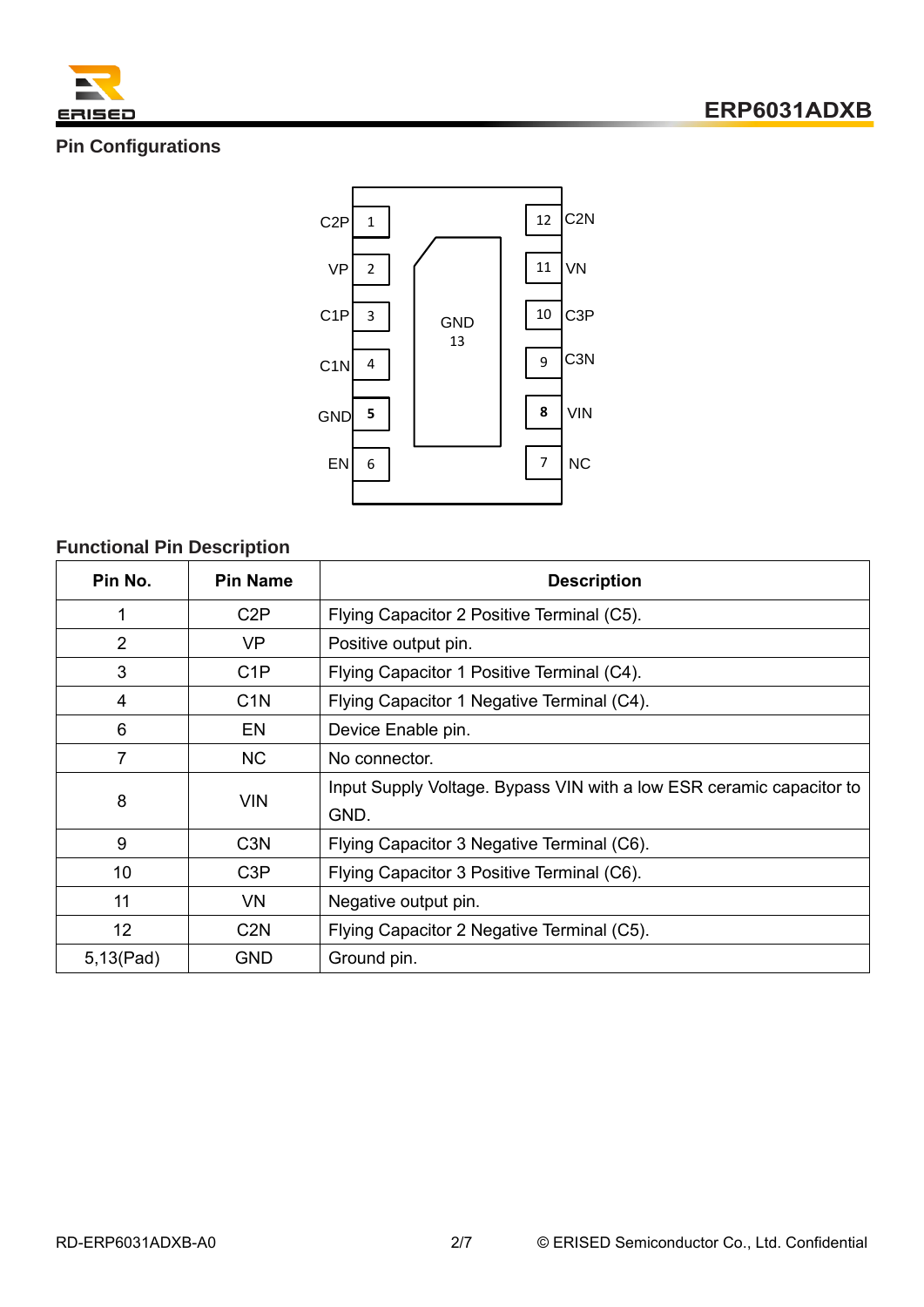## Pin Configurations

C2P 1
VP 2
C1P 3
C1N 4
GND 5
EN 6
7 NC
8 VIN
9 C3N
10 C3P
11 VN
12 C2N
GND 13

## Functional Pin Description

| Pin No. | Pin Name | Description |
|---|---|---|
| 1 | C2P | Flying Capacitor 2 Positive Terminal (C5). |
| 2 | VP | Positive output pin. |
| 3 | C1P | Flying Capacitor 1 Positive Terminal (C4). |
| 4 | C1N | Flying Capacitor 1 Negative Terminal (C4). |
| 6 | EN | Device Enable pin. |
| 7 | NC | No connector. |
| 8 | VIN | Input Supply Voltage. Bypass VIN with a low ESR ceramic capacitor to GND. |
| 9 | C3N | Flying Capacitor 3 Negative Terminal (C6). |
| 10 | C3P | Flying Capacitor 3 Positive Terminal (C6). |
| 11 | VN | Negative output pin. |
| 12 | C2N | Flying Capacitor 2 Negative Terminal (C5). |
| 5,13(Pad) | GND | Ground pin. |